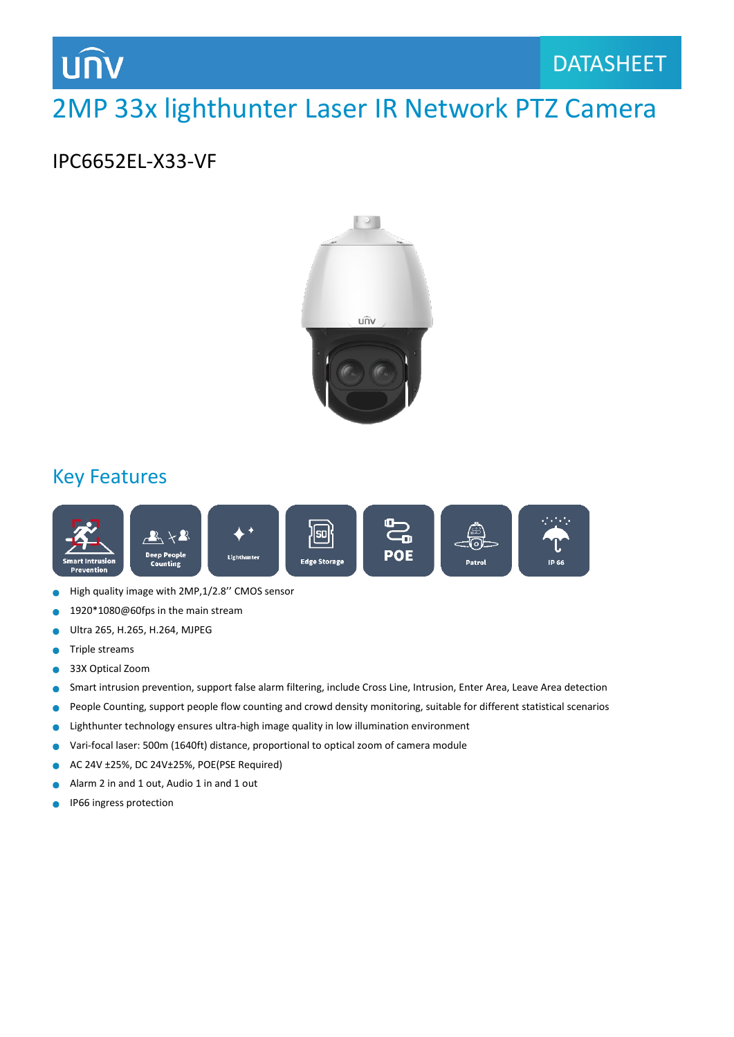DATASHEET

# 2MP 33x lighthunter Laser IR Network PTZ Camera

## IPC6652EL-X33-VF

## Key Features

Smart Intrusion Prevention | Deep People Counting | Lighthunter | Edge Storage | POE | Patrol | IP 66

- High quality image with 2MP,1/2.8'' CMOS sensor
- 1920*1080@60fps in the main stream
- Ultra 265, H.265, H.264, MJPEG
- Triple streams
- 33X Optical Zoom
- Smart intrusion prevention, support false alarm filtering, include Cross Line, Intrusion, Enter Area, Leave Area detection
- People Counting, support people flow counting and crowd density monitoring, suitable for different statistical scenarios
- Lighthunter technology ensures ultra-high image quality in low illumination environment
- Vari-focal laser: 500m (1640ft) distance, proportional to optical zoom of camera module
- AC 24V ±25%, DC 24V±25%, POE(PSE Required)
- Alarm 2 in and 1 out, Audio 1 in and 1 out
- IP66 ingress protection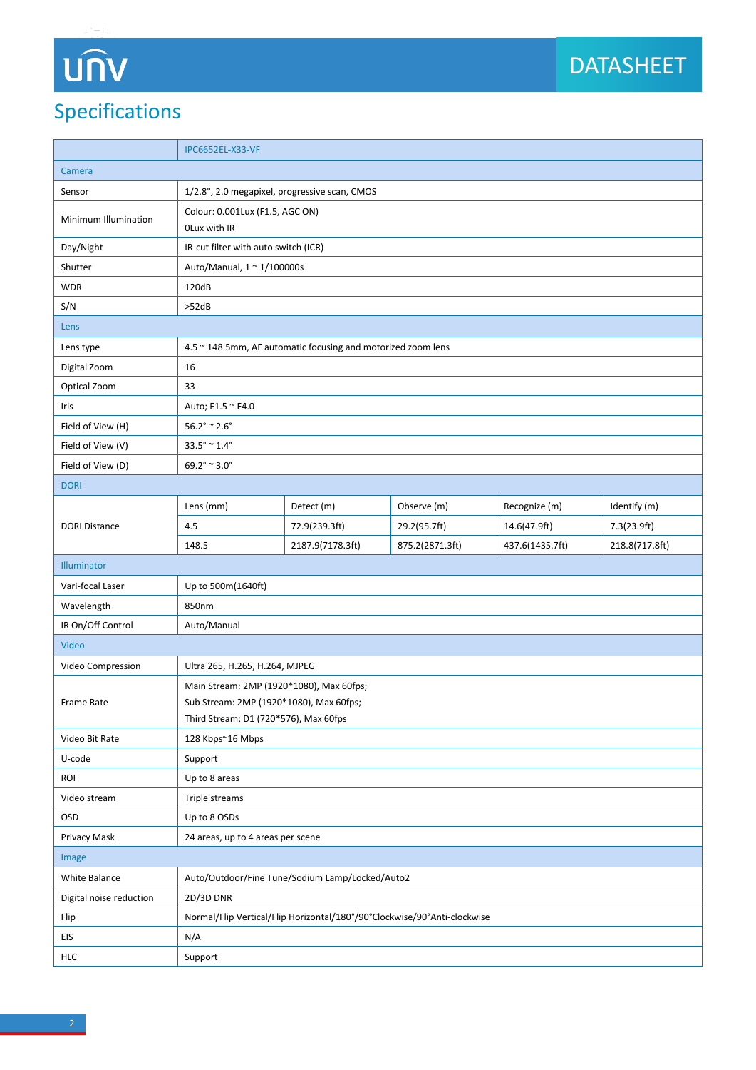# Specifications

| | IPC6652EL-X33-VF | | | | |
|---|---|---|---|---|---|
| **Camera** | | | | | |
| Sensor | 1/2.8", 2.0 megapixel, progressive scan, CMOS | | | | |
| Minimum Illumination | Colour: 0.001Lux (F1.5, AGC ON)<br>0Lux with IR | | | | |
| Day/Night | IR-cut filter with auto switch (ICR) | | | | |
| Shutter | Auto/Manual, 1 ~ 1/100000s | | | | |
| WDR | 120dB | | | | |
| S/N | >52dB | | | | |
| **Lens** | | | | | |
| Lens type | 4.5 ~ 148.5mm, AF automatic focusing and motorized zoom lens | | | | |
| Digital Zoom | 16 | | | | |
| Optical Zoom | 33 | | | | |
| Iris | Auto; F1.5 ~ F4.0 | | | | |
| Field of View (H) | 56.2° ~ 2.6° | | | | |
| Field of View (V) | 33.5° ~ 1.4° | | | | |
| Field of View (D) | 69.2° ~ 3.0° | | | | |
| **DORI** | | | | | |
| DORI Distance | Lens (mm) | Detect (m) | Observe (m) | Recognize (m) | Identify (m) |
| | 4.5 | 72.9(239.3ft) | 29.2(95.7ft) | 14.6(47.9ft) | 7.3(23.9ft) |
| | 148.5 | 2187.9(7178.3ft) | 875.2(2871.3ft) | 437.6(1435.7ft) | 218.8(717.8ft) |
| **Illuminator** | | | | | |
| Vari-focal Laser | Up to 500m(1640ft) | | | | |
| Wavelength | 850nm | | | | |
| IR On/Off Control | Auto/Manual | | | | |
| **Video** | | | | | |
| Video Compression | Ultra 265, H.265, H.264, MJPEG | | | | |
| Frame Rate | Main Stream: 2MP (1920*1080), Max 60fps;<br>Sub Stream: 2MP (1920*1080), Max 60fps;<br>Third Stream: D1 (720*576), Max 60fps | | | | |
| Video Bit Rate | 128 Kbps~16 Mbps | | | | |
| U-code | Support | | | | |
| ROI | Up to 8 areas | | | | |
| Video stream | Triple streams | | | | |
| OSD | Up to 8 OSDs | | | | |
| Privacy Mask | 24 areas, up to 4 areas per scene | | | | |
| **Image** | | | | | |
| White Balance | Auto/Outdoor/Fine Tune/Sodium Lamp/Locked/Auto2 | | | | |
| Digital noise reduction | 2D/3D DNR | | | | |
| Flip | Normal/Flip Vertical/Flip Horizontal/180°/90°Clockwise/90°Anti-clockwise | | | | |
| EIS | N/A | | | | |
| HLC | Support | | | | |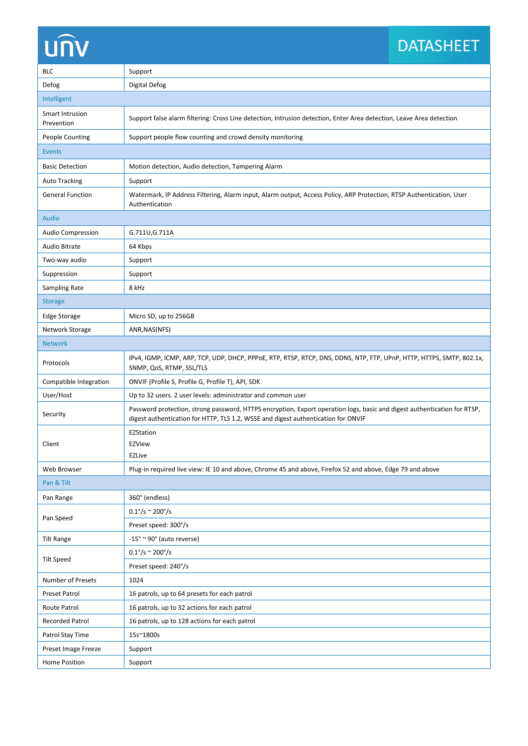| | |
|---|---|
| BLC | Support |
| Defog | Digital Defog |
| **Intelligent** | |
| Smart Intrusion Prevention | Support false alarm filtering: Cross Line detection, Intrusion detection, Enter Area detection, Leave Area detection |
| People Counting | Support people flow counting and crowd density monitoring |
| **Events** | |
| Basic Detection | Motion detection, Audio detection, Tampering Alarm |
| Auto Tracking | Support |
| General Function | Watermark, IP Address Filtering, Alarm input, Alarm output, Access Policy, ARP Protection, RTSP Authentication, User Authentication |
| **Audio** | |
| Audio Compression | G.711U,G.711A |
| Audio Bitrate | 64 Kbps |
| Two-way audio | Support |
| Suppression | Support |
| Sampling Rate | 8 kHz |
| **Storage** | |
| Edge Storage | Micro SD, up to 256GB |
| Network Storage | ANR,NAS(NFS) |
| **Network** | |
| Protocols | IPv4, IGMP, ICMP, ARP, TCP, UDP, DHCP, PPPoE, RTP, RTSP, RTCP, DNS, DDNS, NTP, FTP, UPnP, HTTP, HTTPS, SMTP, 802.1x, SNMP, QoS, RTMP, SSL/TLS |
| Compatible Integration | ONVIF (Profile S, Profile G, Profile T), API, SDK |
| User/Host | Up to 32 users. 2 user levels: administrator and common user |
| Security | Password protection, strong password, HTTPS encryption, Export operation logs, basic and digest authentication for RTSP, digest authentication for HTTP, TLS 1.2, WSSE and digest authentication for ONVIF |
| Client | EZStation<br>EZView<br>EZLive |
| Web Browser | Plug-in required live view: IE 10 and above, Chrome 45 and above, Firefox 52 and above, Edge 79 and above |
| **Pan & Tilt** | |
| Pan Range | 360° (endless) |
| Pan Speed | 0.1°/s ~ 200°/s |
| | Preset speed: 300°/s |
| Tilt Range | -15° ~ 90° (auto reverse) |
| Tilt Speed | 0.1°/s ~ 200°/s |
| | Preset speed: 240°/s |
| Number of Presets | 1024 |
| Preset Patrol | 16 patrols, up to 64 presets for each patrol |
| Route Patrol | 16 patrols, up to 32 actions for each patrol |
| Recorded Patrol | 16 patrols, up to 128 actions for each patrol |
| Patrol Stay Time | 15s~1800s |
| Preset Image Freeze | Support |
| Home Position | Support |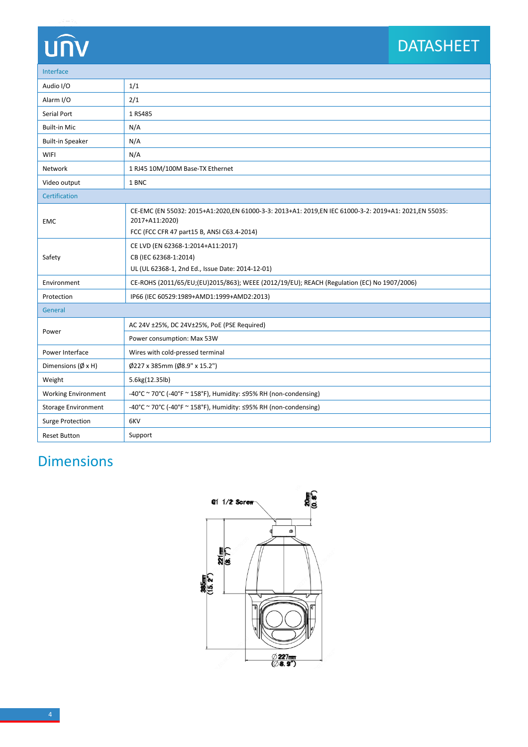| Interface | |
|---|---|
| Audio I/O | 1/1 |
| Alarm I/O | 2/1 |
| Serial Port | 1 RS485 |
| Built-in Mic | N/A |
| Built-in Speaker | N/A |
| WIFI | N/A |
| Network | 1 RJ45 10M/100M Base-TX Ethernet |
| Video output | 1 BNC |
| **Certification** | |
| EMC | CE-EMC (EN 55032: 2015+A1:2020,EN 61000-3-3: 2013+A1: 2019,EN IEC 61000-3-2: 2019+A1: 2021,EN 55035: 2017+A11:2020)<br>FCC (FCC CFR 47 part15 B, ANSI C63.4-2014) |
| Safety | CE LVD (EN 62368-1:2014+A11:2017)<br>CB (IEC 62368-1:2014)<br>UL (UL 62368-1, 2nd Ed., Issue Date: 2014-12-01) |
| Environment | CE-ROHS (2011/65/EU;(EU)2015/863); WEEE (2012/19/EU); REACH (Regulation (EC) No 1907/2006) |
| Protection | IP66 (IEC 60529:1989+AMD1:1999+AMD2:2013) |
| **General** | |
| Power | AC 24V ±25%, DC 24V±25%, PoE (PSE Required)<br>Power consumption: Max 53W |
| Power Interface | Wires with cold-pressed terminal |
| Dimensions (Ø x H) | Ø227 x 385mm (Ø8.9" x 15.2") |
| Weight | 5.6kg(12.35lb) |
| Working Environment | -40°C ~ 70°C (-40°F ~ 158°F), Humidity: ≤95% RH (non-condensing) |
| Storage Environment | -40°C ~ 70°C (-40°F ~ 158°F), Humidity: ≤95% RH (non-condensing) |
| Surge Protection | 6KV |
| Reset Button | Support |

# Dimensions

G1 1/2 Screw

20mm (0.8")

221mm (8.7")

385mm (15.2")

Ø227mm (Ø8.9")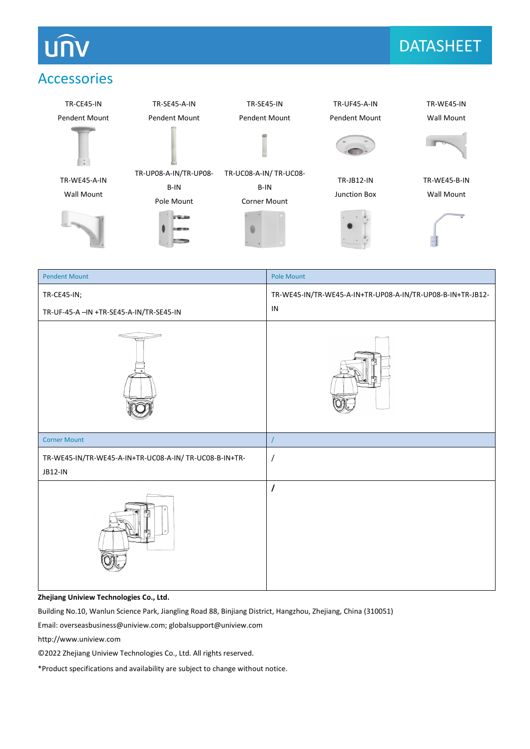## Accessories

| TR-CE45-IN | TR-SE45-A-IN | TR-SE45-IN | TR-UF45-A-IN | TR-WE45-IN |
|---|---|---|---|---|
| Pendent Mount | Pendent Mount | Pendent Mount | Pendent Mount | Wall Mount |
| TR-WE45-A-IN | TR-UP08-A-IN/TR-UP08-B-IN | TR-UC08-A-IN/ TR-UC08-B-IN | TR-JB12-IN | TR-WE45-B-IN |
| Wall Mount | Pole Mount | Corner Mount | Junction Box | Wall Mount |

| Pendent Mount | Pole Mount |
|---|---|
| TR-CE45-IN;<br>TR-UF-45-A –IN +TR-SE45-A-IN/TR-SE45-IN | TR-WE45-IN/TR-WE45-A-IN+TR-UP08-A-IN/TR-UP08-B-IN+TR-JB12-IN |
| | |
| **Corner Mount** | **/** |
| TR-WE45-IN/TR-WE45-A-IN+TR-UC08-A-IN/ TR-UC08-B-IN+TR-JB12-IN | / |
| | / |

**Zhejiang Uniview Technologies Co., Ltd.**

Building No.10, Wanlun Science Park, Jiangling Road 88, Binjiang District, Hangzhou, Zhejiang, China (310051)

Email: overseasbusiness@uniview.com; globalsupport@uniview.com

http://www.uniview.com

©2022 Zhejiang Uniview Technologies Co., Ltd. All rights reserved.

*Product specifications and availability are subject to change without notice.